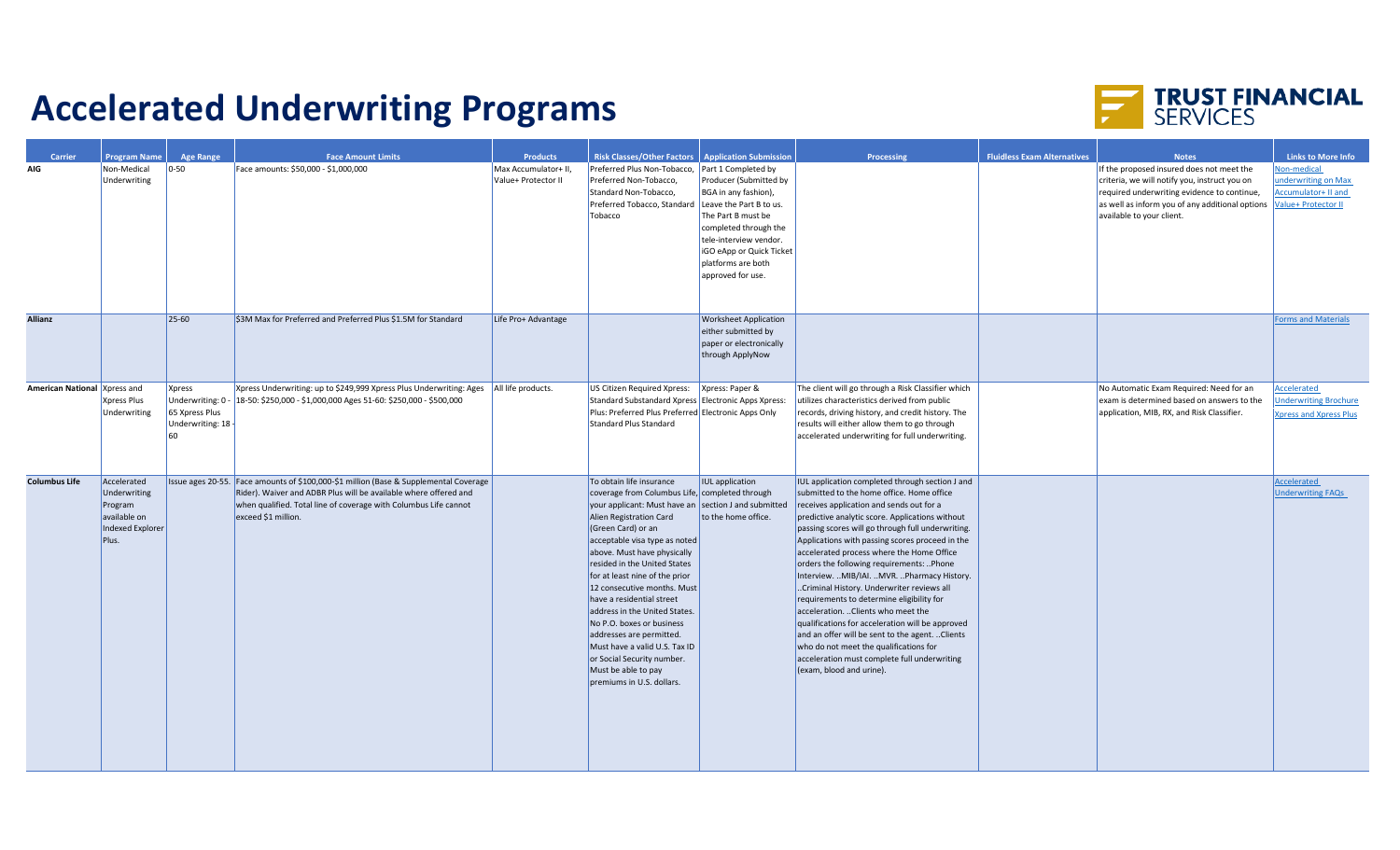# Accelerated Underwriting Programs

TRUST FINANCIAL SERVICES

| Carrier | Program Name | Age Range | Face Amount Limits | Products | Risk Classes/Other Factors | Application Submission | Processing | Fluidless Exam Alternatives | Notes | Links to More Info |
|---|---|---|---|---|---|---|---|---|---|---|
| AIG | Non-Medical Underwriting | 0-50 | Face amounts: $50,000 - $1,000,000 | Max Accumulator+ II, Value+ Protector II | Preferred Plus Non-Tobacco, Preferred Non-Tobacco, Standard Non-Tobacco, Preferred Tobacco, Standard Tobacco | Part 1 Completed by Producer (Submitted by BGA in any fashion), Leave the Part B to us. The Part B must be completed through the tele-interview vendor. iGO eApp or Quick Ticket platforms are both approved for use. | | | If the proposed insured does not meet the criteria, we will notify you, instruct you on required underwriting evidence to continue, as well as inform you of any additional options available to your client. | Non-medical underwriting on Max Accumulator+ II and Value+ Protector II |
| Allianz | | 25-60 | $3M Max for Preferred and Preferred Plus $1.5M for Standard | Life Pro+ Advantage | | Worksheet Application either submitted by paper or electronically through ApplyNow | | | | Forms and Materials |
| American National | Xpress and Xpress Plus Underwriting | Xpress Underwriting: 0 - 65 Xpress Plus Underwriting: 18 - 60 | Xpress Underwriting: up to $249,999 Xpress Plus Underwriting: Ages 18-50: $250,000 - $1,000,000 Ages 51-60: $250,000 - $500,000 | All life products. | US Citizen Required Xpress: Standard Substandard Xpress Plus: Preferred Plus Preferred Standard Plus Standard | Xpress: Paper & Electronic Apps Xpress: Electronic Apps Only | The client will go through a Risk Classifier which utilizes characteristics derived from public records, driving history, and credit history. The results will either allow them to go through accelerated underwriting for full underwriting. | | No Automatic Exam Required: Need for an exam is determined based on answers to the application, MIB, RX, and Risk Classifier. | Accelerated Underwriting Brochure Xpress and Xpress Plus |
| Columbus Life | Accelerated Underwriting Program available on Indexed Explorer Plus. | Issue ages 20-55. | Face amounts of $100,000-$1 million (Base & Supplemental Coverage Rider). Waiver and ADBR Plus will be available where offered and when qualified. Total line of coverage with Columbus Life cannot exceed $1 million. | | To obtain life insurance coverage from Columbus Life, your applicant: Must have an Alien Registration Card (Green Card) or an acceptable visa type as noted above. Must have physically resided in the United States for at least nine of the prior 12 consecutive months. Must have a residential street address in the United States. No P.O. boxes or business addresses are permitted. Must have a valid U.S. Tax ID or Social Security number. Must be able to pay premiums in U.S. dollars. | IUL application completed through section J and submitted to the home office. | IUL application completed through section J and submitted to the home office. Home office receives application and sends out for a predictive analytic score. Applications without passing scores will go through full underwriting. Applications with passing scores proceed in the accelerated process where the Home Office orders the following requirements: ..Phone Interview. ..MIB/IAI. ..MVR. ..Pharmacy History. ..Criminal History. Underwriter reviews all requirements to determine eligibility for acceleration. ..Clients who meet the qualifications for acceleration will be approved and an offer will be sent to the agent. ..Clients who do not meet the qualifications for acceleration must complete full underwriting (exam, blood and urine). | | | Accelerated Underwriting FAQs |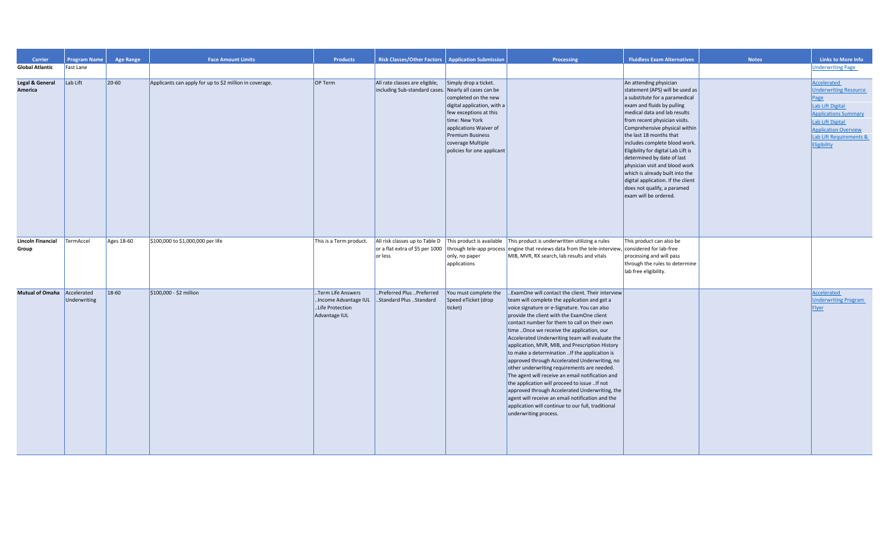| Carrier | Program Name | Age Range | Face Amount Limits | Products | Risk Classes/Other Factors | Application Submission | Processing | Fluidless Exam Alternatives | Notes | Links to More Info |
|---|---|---|---|---|---|---|---|---|---|---|
| **Global Atlantic** | Fast Lane | | | | | | | | | Underwriting Page |
| **Legal & General America** | Lab Lift | 20-60 | Applicants can apply for up to $2 million in coverage. | OP Term | All rate classes are eligible, including Sub-standard cases. | Simply drop a ticket. Nearly all cases can be completed on the new digital application, with a few exceptions at this time: New York applications Waiver of Premium Business coverage Multiple policies for one applicant | | An attending physician statement (APS) will be used as a substitute for a paramedical exam and fluids by pulling medical data and lab results from recent physician visits. Comprehensive physical within the last 18 months that includes complete blood work. Eligibility for digital Lab Lift is determined by date of last physician visit and blood work which is already built into the digital application. If the client does not qualify, a paramed exam will be ordered. | | Accelerated Underwriting Resource Page Lab Lift Digital Applications Summary Lab Lift Digital Application Overview Lab Lift Requirements & Eligibility |
| **Lincoln Financial Group** | TermAccel | Ages 18-60 | $100,000 to $1,000,000 per life | This is a Term product. | All risk classes up to Table D or a flat extra of $5 per 1000 or less | This product is available through tele-app process only, no paper applications | This product is underwritten utilizing a rules engine that reviews data from the tele-interview, MIB, MVR, RX search, lab results and vitals | This product can also be considered for lab-free processing and will pass through the rules to determine lab free eligibility. | | |
| **Mutual of Omaha** | Accelerated Underwriting | 18-60 | $100,000 - $2 million | ..Term Life Answers ..Income Advantage IUL ..Life Protection Advantage IUL | ..Preferred Plus ..Preferred ..Standard Plus ..Standard | You must complete the Speed eTicket (drop ticket) | ..ExamOne will contact the client. Their interview team will complete the application and get a voice signature or e-Signature. You can also provide the client with the ExamOne client contact number for them to call on their own time ..Once we receive the application, our Accelerated Underwriting team will evaluate the application, MVR, MIB, and Prescription History to make a determination ..If the application is approved through Accelerated Underwriting, no other underwriting requirements are needed. The agent will receive an email notification and the application will proceed to issue ..If not approved through Accelerated Underwriting, the agent will receive an email notification and the application will continue to our full, traditional underwriting process. | | | Accelerated Underwriting Program Flyer |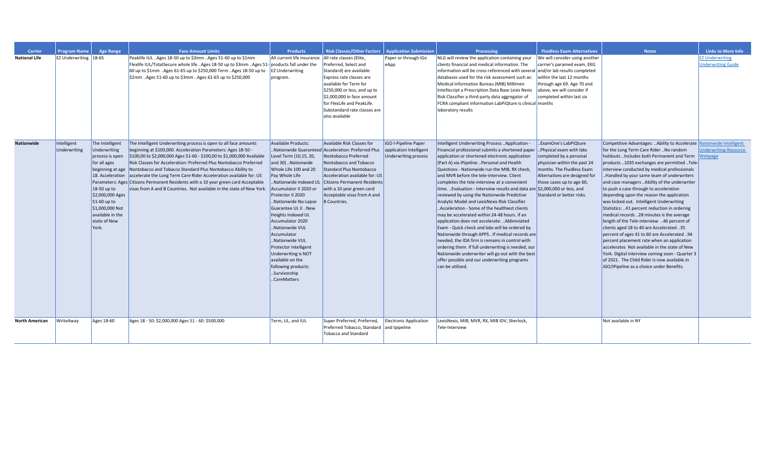| Carrier | Program Name | Age Range | Face Amount Limits | Products | Risk Classes/Other Factors | Application Submission | Processing | Fluidless Exam Alternatives | Notes | Links to More Info |
|---|---|---|---|---|---|---|---|---|---|---|
| **National Life** | EZ Underwriting | 18-65 | Peaklife IUL ..Ages 18-50 up to $3mm ..Ages 51-60 up to $1mm Flexlife IUL/TotalSecure whole life ..Ages 18-50 up to $3mm ..Ages 51-60 up to $1mm ..Ages 61-65 up to $250,000 Term ..Ages 18-50 up to $2mm ..Ages 51-60 up to $3mm ..Ages 61-65 up to $250,000 | All current life insurance products fall under the EZ Underwriting program. | All rate classes (Elite, Preferred, Select and Standard) are available. Express rate classes are available for Term for $250,000 or less, and up to $2,000,000 in face amount for FlexLife and PeakLife. Substandard rate classes are also available | Paper or through iGo eApp | NLG will review the application containing your clients financial and medical information. The information will be cross-referenced with several databases used for the risk assessment such as: Medical Information Bureau (MIB) Millimen Intelliscript a Prescription Data Base Lexis Nexis Risk Classifier a third party data aggregator of FCRA compliant information LabPiQture is clinical laboratory results | We will consider using another carrier's paramed exam, EKG and/or lab results completed within the last 12 months through age 69. Age 70 and above, we will consider if completed within last six months | | EZ Underwriting Underwriting Guide |
| **Nationwide** | Intelligent Underwriting | The Intelligent Underwriting process is open for all ages beginning at age 18. Acceleration Parameters: Ages 18-50 up to $2,000,000 Ages 51-60 up to $1,000,000 Not available in the state of New York. | The Intelligent Underwriting process is open to all face amounts beginning at $100,000. Acceleration Parameters: Ages 18-50 - $100,000 to $2,000,000 Ages 51-60 - $100,000 to $1,000,000 Available Risk Classes for Acceleration: Preferred Plus Nontobacco Preferred Nontobacco and Tobacco Standard Plus Nontobacco Ability to accelerate the Long Term Care Rider Acceleration available for: US Citizens Permanent Residents with a 10 year green card Acceptable visas from A and B Countries. Not available in the state of New York. | Available Products: ..Nationwide Guaranteed Level Term (10,15, 20, and 30) ..Nationwide Whole Life 100 and 20 Pay Whole Life ..Nationwide Indexed UL Accumulator II 2020 or Protector II 2020 ..Nationwide No-Lapse Guarantee UL II ..New Heights Indexed UL Accumulator 2020 ..Nationwide VUL Accumulator ..Nationwide VUL Protector Intelligent Underwriting is NOT available on the following products: ..Survivorship ..CareMatters | Available Risk Classes for Acceleration: Preferred Plus Nontobacco Preferred Nontobacco and Tobacco Standard Plus Nontobacco Acceleration available for: US Citizens Permanent Residents with a 10 year green card Acceptable visas from A and B Countries. | iGO I-Pipeline Paper application Intelligent Underwriting process | Intelligent Underwriting Process ..Application - Financial professional submits a shortened paper application or shortened electronic application (Part A) via iPipeline ..Personal and Health Questions - Nationwide run the MIB, RX check, and MVR before the tele-interview. Client completes the tele-interview at a convenient time. ..Evaluation - Interview results and data are reviewed by using the Nationwide Predictive Analytic Model and LexisNexis Risk Classifier ..Acceleration - Some of the healthiest clients may be accelerated within 24-48 hours. If an application does not accelerate: ..Abbreviated Exam - Quick check and labs will be ordered by Nationwide through APPS ..If medical records are needed, the IDA firm is remains in control with ordering them. If full underwriting is needed, our Nationwide underwriter will go out with the best offer possible and our underwriting programs can be utilized. | ..ExamOne's LabPiQture ..Physical exam with labs completed by a personal physician within the past 24 months. The Fluidless Exam Alternatives are designed for those cases up to age 60, $2,000,000 or less, and Standard or better risks. | Competitive Advantages: ..Ability to Accelerate for the Long Term Care Rider ..No random holdouts ..Includes both Permanent and Term products ..1035 exchanges are permitted ..Tele-interview conducted by medical professionals ..Handled by your same team of underwriters and case managers ..Ability of the underwriter to push a case through to acceleration depending upon the reason the application was kicked out. Intelligent Underwriting Statistics: ..41 percent reduction in ordering medical records ..28 minutes is the average length of the Tele-interview ..46 percent of clients aged 18 to 40 are Accelerated ..35 percent of ages 41 to 60 are Accelerated ..94 percent placement rate when an application accelerates Not available in the state of New York. Digital interview coming soon - Quarter 3 of 2021. The Child Rider is now available in iGO/iPipeline as a choice under Benefits. | Nationwide Intelligent Underwriting Resource Webpage |
| **North American** | WriteAway | Ages 18-60 | Ages 18 - 50: $2,000,000 Ages 51 - 60: $500,000 | Term, UL, and IUL | Super Preferred, Preferred, Preferred Tobacco, Standard Tobacco and Standard | Electronic Application and Ipipeline | LexisNexis, MIB, MVR, RX, MIB IDV, Sherlock, Tele-Interview | | Not available in NY | |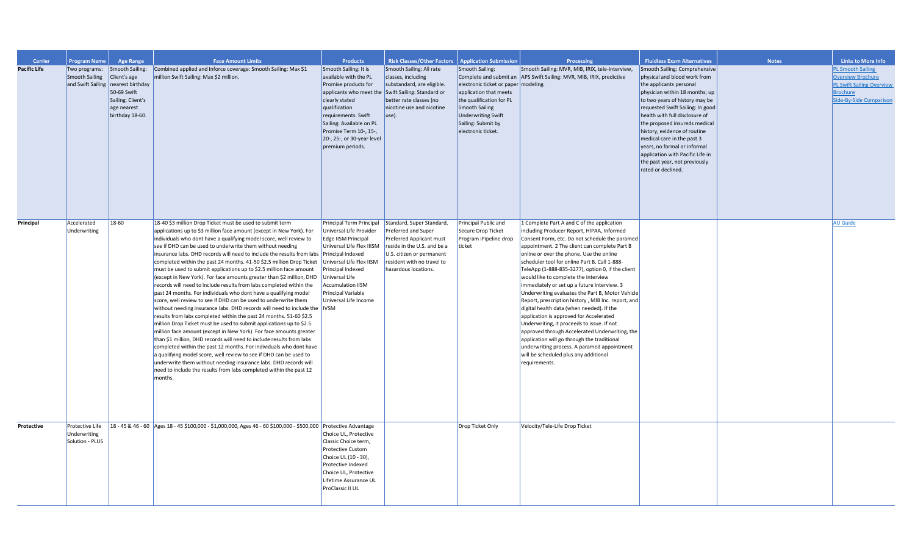| Carrier | Program Name | Age Range | Face Amount Limits | Products | Risk Classes/Other Factors | Application Submission | Processing | Fluidless Exam Alternatives | Notes | Links to More Info |
|---|---|---|---|---|---|---|---|---|---|---|
| **Pacific Life** | Two programs: Smooth Sailing and Swift Sailing | Smooth Sailing: Client's age nearest birthday 50-69 Swift Sailing: Client's age nearest birthday 18-60. | Combined applied and Inforce coverage: Smooth Sailing: Max $1 million Swift Sailing: Max $2 million. | Smooth Sailing: It is available with the PL Promise products for applicants who meet the clearly stated qualification requirements. Swift Sailing: Available on PL Promise Term 10-, 15-, 20-, 25-, or 30-year level premium periods. | Smooth Sailing: All rate classes, including substandard, are eligible. Swift Sailing: Standard or better rate classes (no nicotine use and nicotine use). | Smooth Sailing: Complete and submit an electronic ticket or paper application that meets the qualification for PL Smooth Sailing Underwriting Swift Sailing: Submit by electronic ticket. | Smooth Sailing: MVR, MIB, IRIX, tele-interview, APS Swift Sailing: MVR, MIB, IRIX, predictive modeling. | Smooth Sailing: Comprehensive physical and blood work from the applicants personal physician within 18 months; up to two years of history may be requested Swift Sailing: In good health with full disclosure of the proposed insureds medical history, evidence of routine medical care in the past 3 years, no formal or informal application with Pacific Life in the past year, not previously rated or declined. | | PL Smooth Sailing Overview Brochure PL Swift Sailing Overview Brochure Side-By-Side Comparison |
| **Principal** | Accelerated Underwriting | 18-60 | 18-40 $3 million Drop Ticket must be used to submit term applications up to $3 million face amount (except in New York). For individuals who dont have a qualifying model score, well review to see if DHD can be used to underwrite them without needing insurance labs. DHD records will need to include the results from labs completed within the past 24 months. 41-50 $2.5 million Drop Ticket must be used to submit applications up to $2.5 million face amount (except in New York). For face amounts greater than $2 million, DHD records will need to include results from labs completed within the past 24 months. For individuals who dont have a qualifying model score, well review to see if DHD can be used to underwrite them without needing insurance labs. DHD records will need to include the results from labs completed within the past 24 months. 51-60 $2.5 million Drop Ticket must be used to submit applications up to $2.5 million face amount (except in New York). For face amounts greater than $1 million, DHD records will need to include results from labs completed within the past 12 months. For individuals who dont have a qualifying model score, well review to see if DHD can be used to underwrite them without needing insurance labs. DHD records will need to include the results from labs completed within the past 12 months. | Principal Term Principal Universal Life Provider Edge IISM Principal Universal Life Flex IIISM Principal Indexed Universal Life Flex IISM Principal Indexed Universal Life Accumulation IISM Principal Variable Universal Life Income IVSM | Standard, Super Standard, Preferred and Super Preferred Applicant must reside in the U.S. and be a U.S. citizen or permanent resident with no travel to hazardous locations. | Principal Public and Secure Drop Ticket Program iPipeline drop ticket | 1 Complete Part A and C of the application including Producer Report, HIPAA, Informed Consent Form, etc. Do not schedule the paramed appointment. 2 The client can complete Part B online or over the phone. Use the online scheduler tool for online Part B. Call 1-888-TeleApp (1-888-835-3277), option 0, if the client would like to complete the interview immediately or set up a future interview. 3 Underwriting evaluates the Part B, Motor Vehicle Report, prescription history , MIB Inc. report, and digital health data (when needed). If the application is approved for Accelerated Underwriting, it proceeds to issue. If not approved through Accelerated Underwriting, the application will go through the traditional underwriting process. A paramed appointment will be scheduled plus any additional requirements. | | | AU Guide |
| **Protective** | Protective Life Underwriting Solution - PLUS | 18 - 45 & 46 - 60 | Ages 18 - 45 $100,000 - $1,000,000, Ages 46 - 60 $100,000 - $500,000 | Protective Advantage Choice UL, Protective Classic Choice term, Protective Custom Choice UL (10 - 30), Protective Indexed Choice UL, Protective Lifetime Assurance UL ProClassic II UL | | Drop Ticket Only | Velocity/Tele-Life Drop Ticket | | | |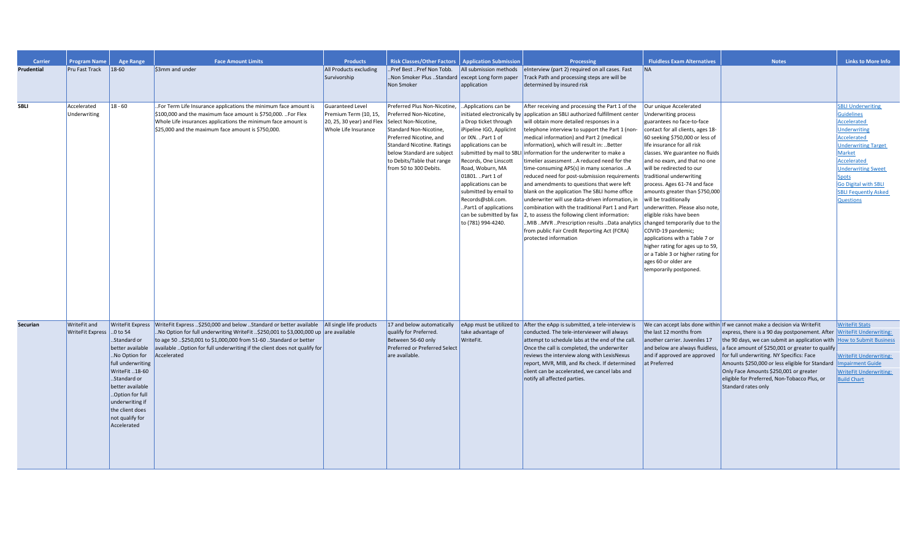| Carrier | Program Name | Age Range | Face Amount Limits | Products | Risk Classes/Other Factors | Application Submission | Processing | Fluidless Exam Alternatives | Notes | Links to More Info |
|---|---|---|---|---|---|---|---|---|---|---|
| Prudential | Pru Fast Track | 18-60 | $3mm and under | All Products excluding Survivorship | ..Pref Best ..Pref Non Tobb. ..Non Smoker Plus ..Standard Non Smoker | All submission methods except Long form paper application | eInterview (part 2) required on all cases. Fast Track Path and processing steps are will be determined by insured risk | NA | | |
| SBLI | Accelerated Underwriting | 18 - 60 | ..For Term Life Insurance applications the minimum face amount is $100,000 and the maximum face amount is $750,000. ..For Flex Whole Life insurances applications the minimum face amount is $25,000 and the maximum face amount is $750,000. | Guaranteed Level Premium Term (10, 15, 20, 25, 30 year) and Flex Whole Life Insurance | Preferred Plus Non-Nicotine, Preferred Non-Nicotine, Select Non-Nicotine, Standard Non-Nicotine, Preferred Nicotine, and Standard Nicotine. Ratings below Standard are subject to Debits/Table that range from 50 to 300 Debits. | ..Applications can be initiated electronically by a Drop ticket through iPipeline IGO, ApplicInt or IXN. ..Part 1 of applications can be submitted by mail to SBLI Records, One Linscott Road, Woburn, MA 01801. ..Part 1 of applications can be submitted by email to Records@sbli.com. ..Part1 of applications can be submitted by fax to (781) 994-4240. | After receiving and processing the Part 1 of the application an SBLI authorized fulfillment center will obtain more detailed responses in a telephone interview to support the Part 1 (non-medical information) and Part 2 (medical information), which will result in: ..Better information for the underwriter to make a timelier assessment ..A reduced need for the time-consuming APS(s) in many scenarios ..A reduced need for post-submission requirements and amendments to questions that were left blank on the application The SBLI home office underwriter will use data-driven information, in combination with the traditional Part 1 and Part 2, to assess the following client information: ..MIB ..MVR ..Prescription results ..Data analytics from public Fair Credit Reporting Act (FCRA) protected information | Our unique Accelerated Underwriting process guarantees no face-to-face contact for all clients, ages 18-60 seeking $750,000 or less of life insurance for all risk classes. We guarantee no fluids and no exam, and that no one will be redirected to our traditional underwriting process. Ages 61-74 and face amounts greater than $750,000 will be traditionally underwritten. Please also note, eligible risks have been changed temporarily due to the COVID-19 pandemic; applications with a Table 7 or higher rating for ages up to 59, or a Table 3 or higher rating for ages 60 or older are temporarily postponed. | | SBLI Underwriting Guidelines<br>Accelerated Underwriting<br>Accelerated Underwriting Target Market<br>Accelerated Underwriting Sweet Spots<br>Go Digital with SBLI<br>SBLI Fequently Asked Questions |
| Securian | WriteFit and WriteFit Express | WriteFit Express ..0 to 54 ..Standard or better available ..No Option for full underwriting WriteFit ..18-60 ..Standard or better available ..Option for full underwriting if the client does not qualify for Accelerated | WriteFit Express ..$250,000 and below ..Standard or better available ..No Option for full underwriting WriteFit ..$250,001 to $3,000,000 up to age 50 ..$250,001 to $1,000,000 from 51-60 ..Standard or better available ..Option for full underwriting if the client does not qualify for Accelerated | All single life products are available | 17 and below automatically qualify for Preferred. Between 56-60 only Preferred or Preferred Select are available. | eApp must be utilized to take advantage of WriteFit. | After the eApp is submitted, a tele-interview is conducted. The tele-interviewer will always attempt to schedule labs at the end of the call. Once the call is completed, the underwriter reviews the interview along with LexisNexus report, MVR, MIB, and Rx check. If determined client can be accelerated, we cancel labs and notify all affected parties. | We can accept labs done within the last 12 months from another carrier. Juveniles 17 and below are always fluidless, and if approved are approved at Preferred | If we cannot make a decision via WriteFit express, there is a 90 day postponement. After the 90 days, we can submit an application with a face amount of $250,001 or greater to qualify for full underwriting. NY Specifics: Face Amounts $250,000 or less eligible for Standard Only Face Amounts $250,001 or greater eligible for Preferred, Non-Tobacco Plus, or Standard rates only | WriteFit Stats<br>WriteFit Underwriting: How to Submit Business<br>WriteFit Underwriting: Impairment Guide<br>WriteFit Underwriting: Build Chart |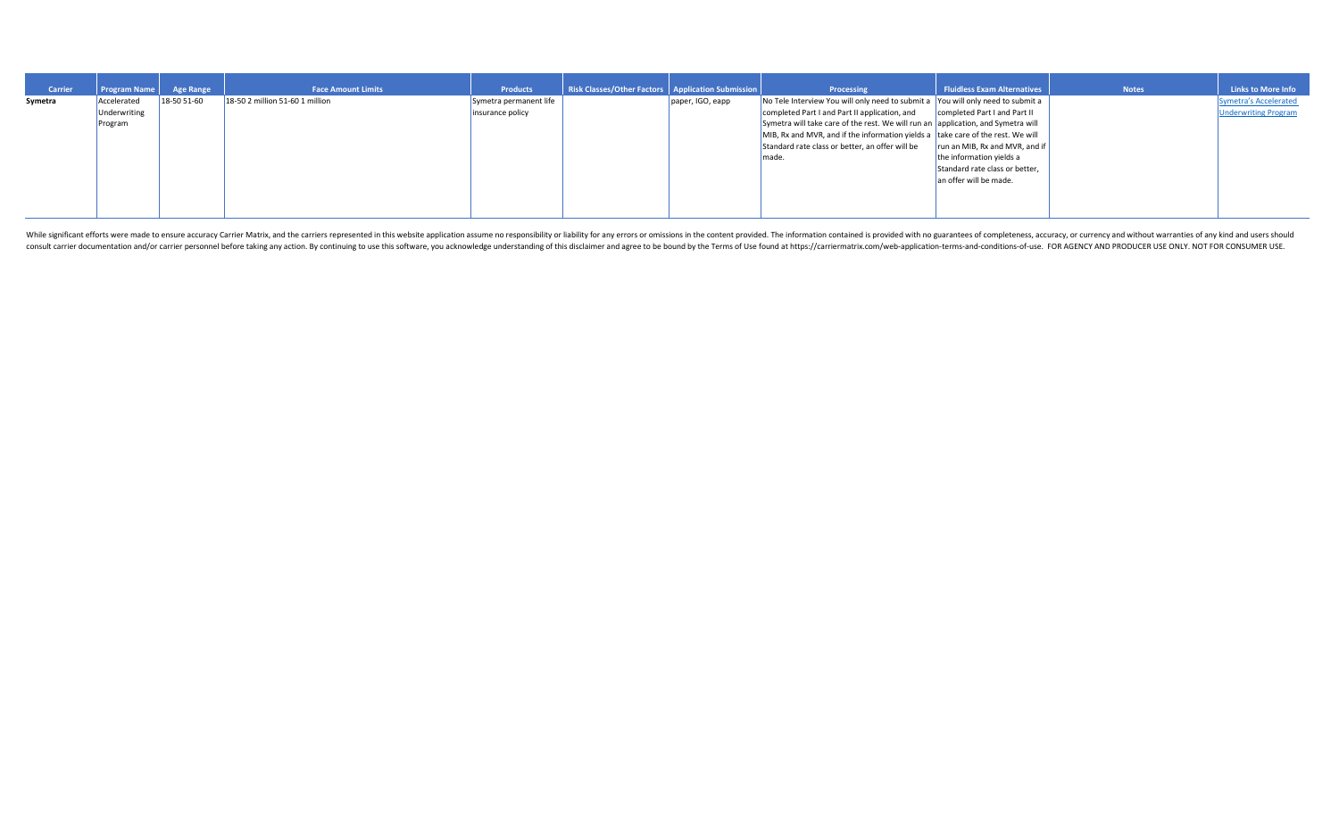| Carrier | Program Name | Age Range | Face Amount Limits | Products | Risk Classes/Other Factors | Application Submission | Processing | Fluidless Exam Alternatives | Notes | Links to More Info |
|---|---|---|---|---|---|---|---|---|---|---|
| **Symetra** | Accelerated Underwriting Program | 18-50 51-60 | 18-50 2 million 51-60 1 million | Symetra permanent life insurance policy | | paper, IGO, eapp | No Tele Interview You will only need to submit a completed Part I and Part II application, and Symetra will take care of the rest. We will run an MIB, Rx and MVR, and if the information yields a Standard rate class or better, an offer will be made. | You will only need to submit a completed Part I and Part II application, and Symetra will take care of the rest. We will run an MIB, Rx and MVR, and if the information yields a Standard rate class or better, an offer will be made. | | Symetra's Accelerated Underwriting Program |

While significant efforts were made to ensure accuracy Carrier Matrix, and the carriers represented in this website application assume no responsibility or liability for any errors or omissions in the content provided. The information contained is provided with no guarantees of completeness, accuracy, or currency and without warranties of any kind and users should consult carrier documentation and/or carrier personnel before taking any action. By continuing to use this software, you acknowledge understanding of this disclaimer and agree to be bound by the Terms of Use found at https://carriermatrix.com/web-application-terms-and-conditions-of-use. FOR AGENCY AND PRODUCER USE ONLY. NOT FOR CONSUMER USE.